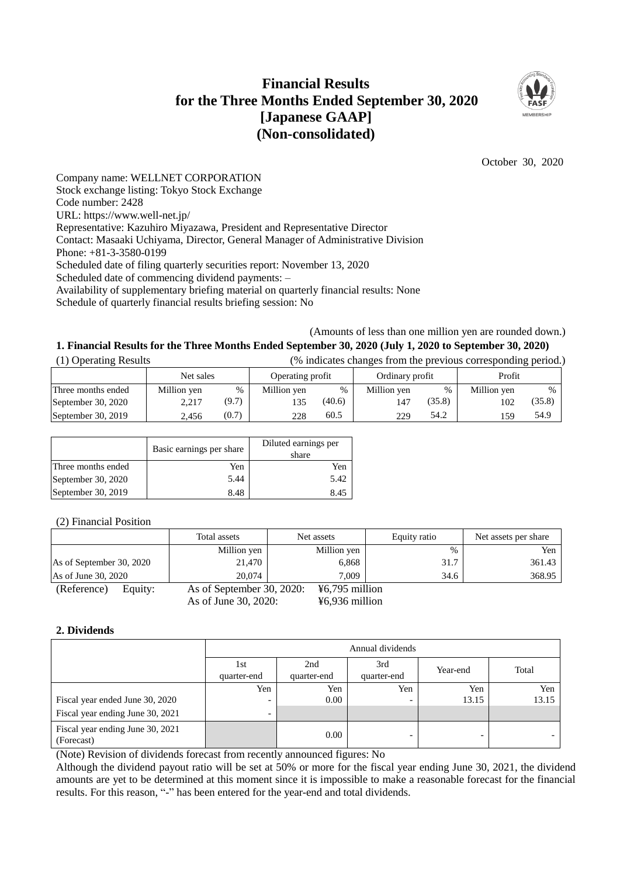# Financial Results for the Three Months Ended September 30, 2020 [Japanese GAAP] (Non-consolidated)

October 30, 2020

Company name: WELLNET CORPORATION
Stock exchange listing: Tokyo Stock Exchange
Code number: 2428
URL: https://www.well-net.jp/
Representative: Kazuhiro Miyazawa, President and Representative Director
Contact: Masaaki Uchiyama, Director, General Manager of Administrative Division
Phone: +81-3-3580-0199
Scheduled date of filing quarterly securities report: November 13, 2020
Scheduled date of commencing dividend payments: –
Availability of supplementary briefing material on quarterly financial results: None
Schedule of quarterly financial results briefing session: No

(Amounts of less than one million yen are rounded down.)

## 1. Financial Results for the Three Months Ended September 30, 2020 (July 1, 2020 to September 30, 2020)

(1) Operating Results (% indicates changes from the previous corresponding period.)

| | Net sales | | Operating profit | | Ordinary profit | | Profit | |
|---|---|---|---|---|---|---|---|---|
| Three months ended | Million yen | % | Million yen | % | Million yen | % | Million yen | % |
| September 30, 2020 | 2,217 | (9.7) | 135 | (40.6) | 147 | (35.8) | 102 | (35.8) |
| September 30, 2019 | 2,456 | (0.7) | 228 | 60.5 | 229 | 54.2 | 159 | 54.9 |

| | Basic earnings per share | Diluted earnings per share |
|---|---|---|
| Three months ended | Yen | Yen |
| September 30, 2020 | 5.44 | 5.42 |
| September 30, 2019 | 8.48 | 8.45 |

(2) Financial Position

| | Total assets | Net assets | Equity ratio | Net assets per share |
|---|---|---|---|---|
| | Million yen | Million yen | % | Yen |
| As of September 30, 2020 | 21,470 | 6,868 | 31.7 | 361.43 |
| As of June 30, 2020 | 20,074 | 7,009 | 34.6 | 368.95 |

(Reference) Equity: As of September 30, 2020: ¥6,795 million
As of June 30, 2020: ¥6,936 million

## 2. Dividends

| | Annual dividends | | | | |
|---|---|---|---|---|---|
| | 1st quarter-end | 2nd quarter-end | 3rd quarter-end | Year-end | Total |
| | Yen | Yen | Yen | Yen | Yen |
| Fiscal year ended June 30, 2020 | - | 0.00 | - | 13.15 | 13.15 |
| Fiscal year ending June 30, 2021 | - | | | | |
| Fiscal year ending June 30, 2021 (Forecast) | | 0.00 | - | - | - |

(Note) Revision of dividends forecast from recently announced figures: No

Although the dividend payout ratio will be set at 50% or more for the fiscal year ending June 30, 2021, the dividend amounts are yet to be determined at this moment since it is impossible to make a reasonable forecast for the financial results. For this reason, "-" has been entered for the year-end and total dividends.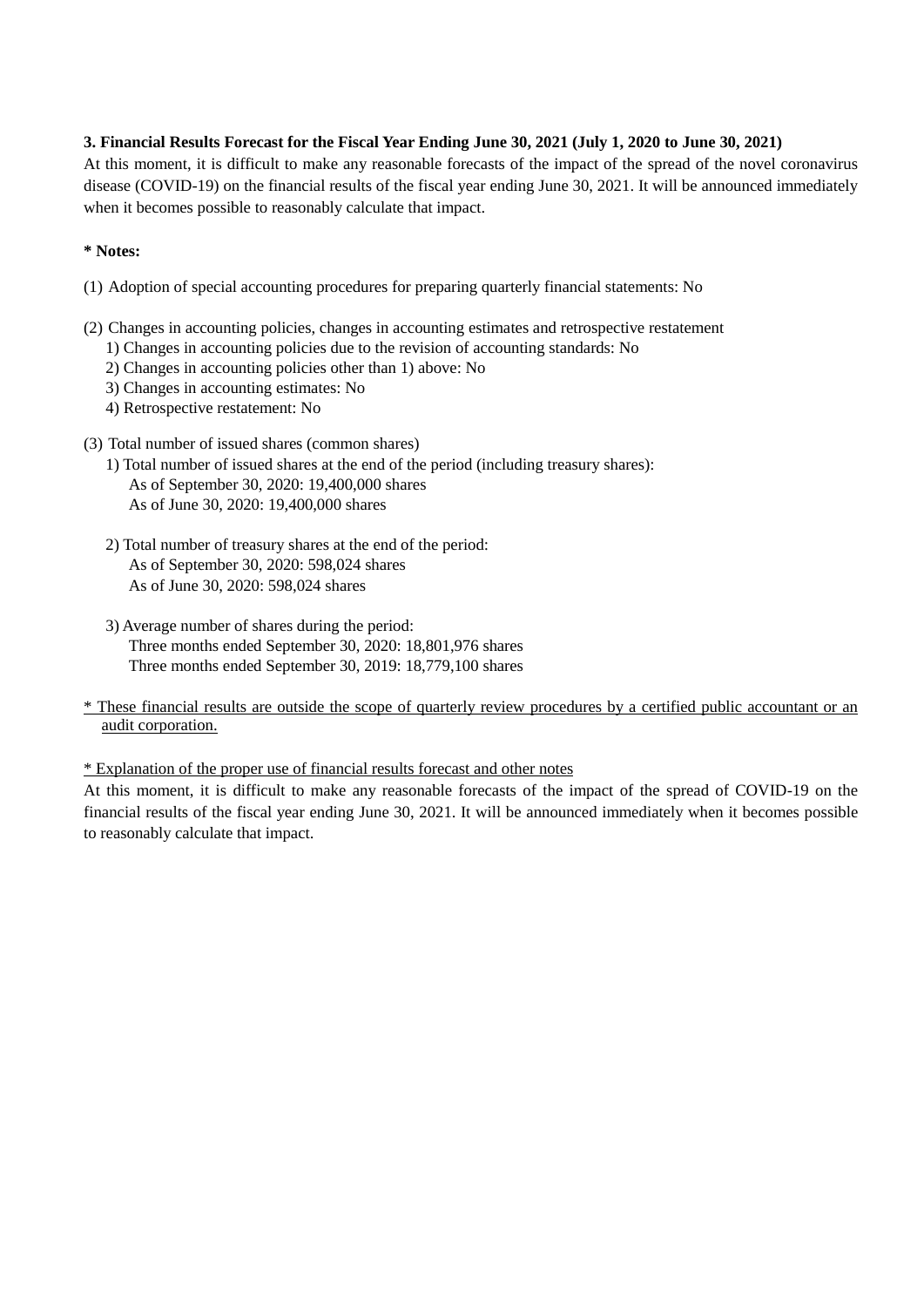**3. Financial Results Forecast for the Fiscal Year Ending June 30, 2021 (July 1, 2020 to June 30, 2021)**

At this moment, it is difficult to make any reasonable forecasts of the impact of the spread of the novel coronavirus disease (COVID-19) on the financial results of the fiscal year ending June 30, 2021. It will be announced immediately when it becomes possible to reasonably calculate that impact.

**\* Notes:**

(1) Adoption of special accounting procedures for preparing quarterly financial statements: No

(2) Changes in accounting policies, changes in accounting estimates and retrospective restatement
  1) Changes in accounting policies due to the revision of accounting standards: No
  2) Changes in accounting policies other than 1) above: No
  3) Changes in accounting estimates: No
  4) Retrospective restatement: No

(3) Total number of issued shares (common shares)
  1) Total number of issued shares at the end of the period (including treasury shares):
    As of September 30, 2020: 19,400,000 shares
    As of June 30, 2020: 19,400,000 shares

  2) Total number of treasury shares at the end of the period:
    As of September 30, 2020: 598,024 shares
    As of June 30, 2020: 598,024 shares

  3) Average number of shares during the period:
    Three months ended September 30, 2020: 18,801,976 shares
    Three months ended September 30, 2019: 18,779,100 shares

\* These financial results are outside the scope of quarterly review procedures by a certified public accountant or an audit corporation.

\* Explanation of the proper use of financial results forecast and other notes

At this moment, it is difficult to make any reasonable forecasts of the impact of the spread of COVID-19 on the financial results of the fiscal year ending June 30, 2021. It will be announced immediately when it becomes possible to reasonably calculate that impact.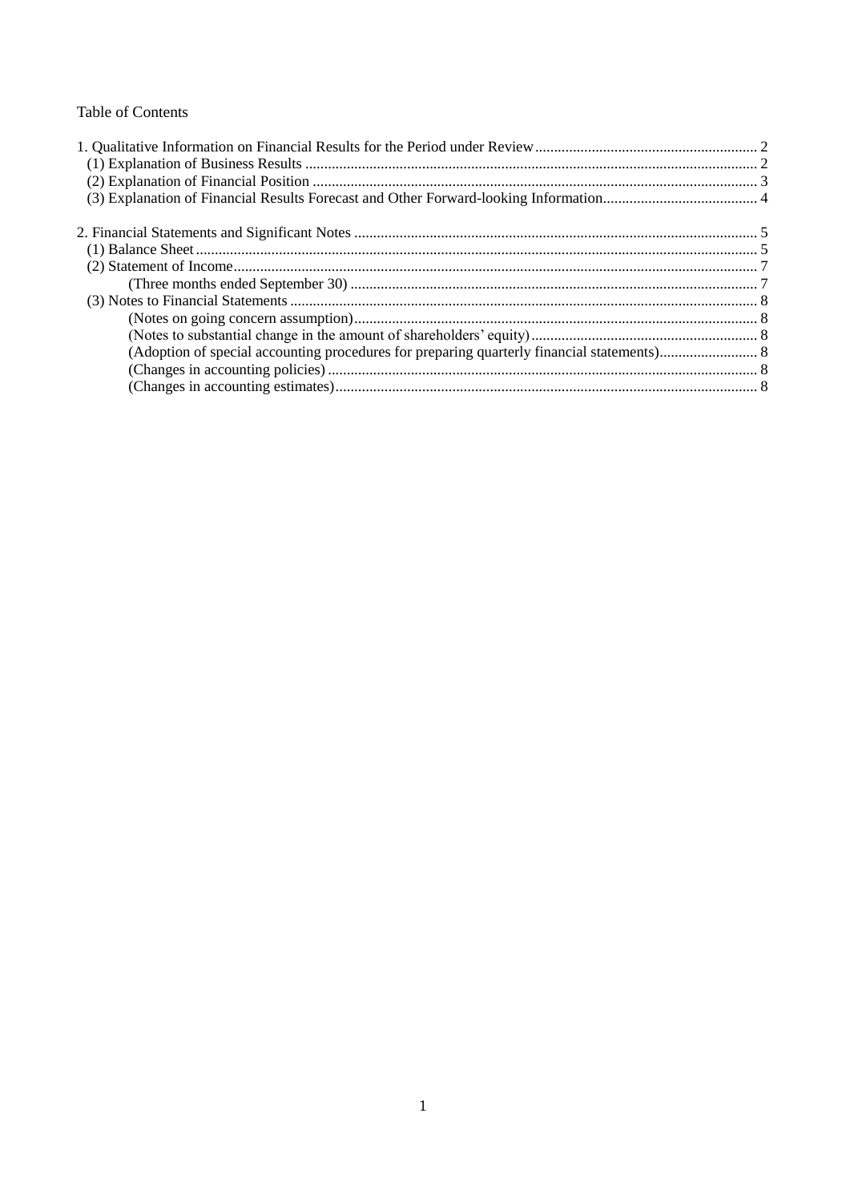Table of Contents

1. Qualitative Information on Financial Results for the Period under Review .......... 2
   (1) Explanation of Business Results .......... 2
   (2) Explanation of Financial Position .......... 3
   (3) Explanation of Financial Results Forecast and Other Forward-looking Information .......... 4

2. Financial Statements and Significant Notes .......... 5
   (1) Balance Sheet .......... 5
   (2) Statement of Income .......... 7
      (Three months ended September 30) .......... 7
   (3) Notes to Financial Statements .......... 8
      (Notes on going concern assumption) .......... 8
      (Notes to substantial change in the amount of shareholders' equity) .......... 8
      (Adoption of special accounting procedures for preparing quarterly financial statements) .......... 8
      (Changes in accounting policies) .......... 8
      (Changes in accounting estimates) .......... 8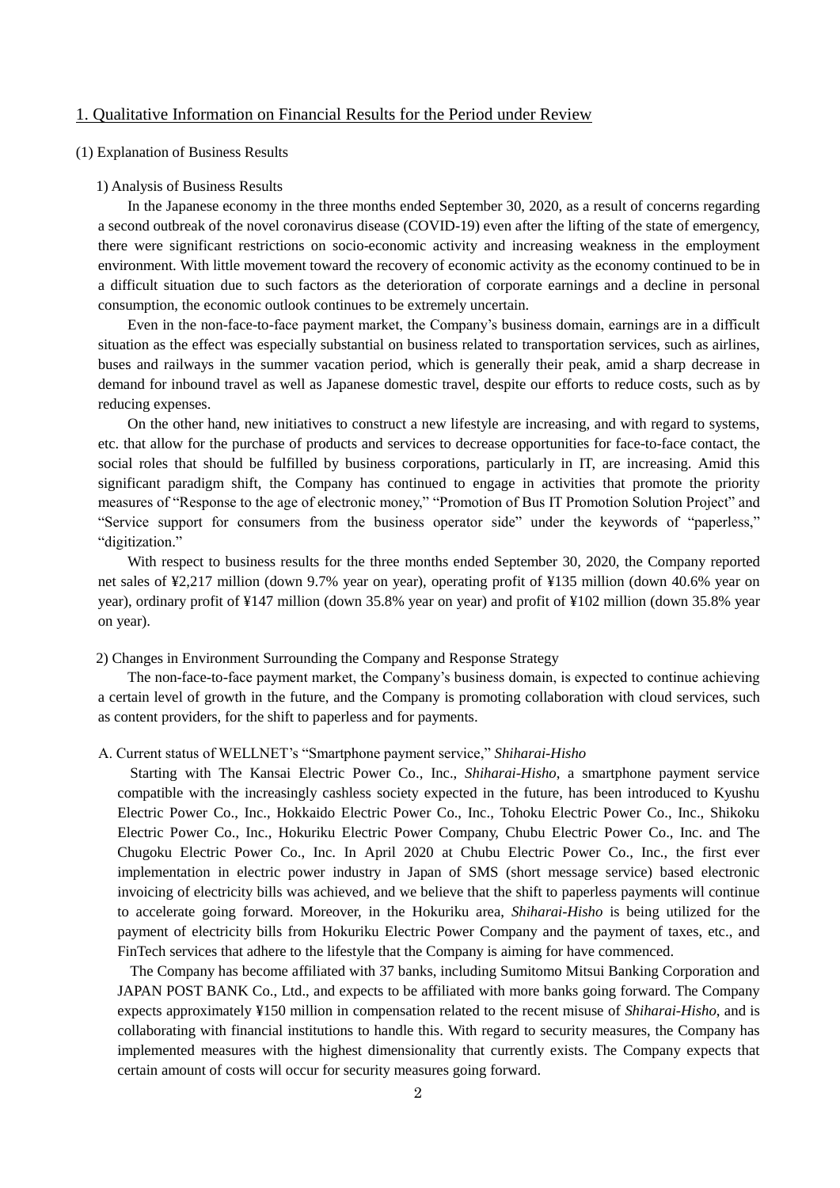## 1. Qualitative Information on Financial Results for the Period under Review

### (1) Explanation of Business Results

#### 1) Analysis of Business Results

In the Japanese economy in the three months ended September 30, 2020, as a result of concerns regarding a second outbreak of the novel coronavirus disease (COVID-19) even after the lifting of the state of emergency, there were significant restrictions on socio-economic activity and increasing weakness in the employment environment. With little movement toward the recovery of economic activity as the economy continued to be in a difficult situation due to such factors as the deterioration of corporate earnings and a decline in personal consumption, the economic outlook continues to be extremely uncertain.

Even in the non-face-to-face payment market, the Company's business domain, earnings are in a difficult situation as the effect was especially substantial on business related to transportation services, such as airlines, buses and railways in the summer vacation period, which is generally their peak, amid a sharp decrease in demand for inbound travel as well as Japanese domestic travel, despite our efforts to reduce costs, such as by reducing expenses.

On the other hand, new initiatives to construct a new lifestyle are increasing, and with regard to systems, etc. that allow for the purchase of products and services to decrease opportunities for face-to-face contact, the social roles that should be fulfilled by business corporations, particularly in IT, are increasing. Amid this significant paradigm shift, the Company has continued to engage in activities that promote the priority measures of "Response to the age of electronic money," "Promotion of Bus IT Promotion Solution Project" and "Service support for consumers from the business operator side" under the keywords of "paperless," "digitization."

With respect to business results for the three months ended September 30, 2020, the Company reported net sales of ¥2,217 million (down 9.7% year on year), operating profit of ¥135 million (down 40.6% year on year), ordinary profit of ¥147 million (down 35.8% year on year) and profit of ¥102 million (down 35.8% year on year).

#### 2) Changes in Environment Surrounding the Company and Response Strategy

The non-face-to-face payment market, the Company's business domain, is expected to continue achieving a certain level of growth in the future, and the Company is promoting collaboration with cloud services, such as content providers, for the shift to paperless and for payments.

A. Current status of WELLNET's "Smartphone payment service," *Shiharai-Hisho*

Starting with The Kansai Electric Power Co., Inc., *Shiharai-Hisho*, a smartphone payment service compatible with the increasingly cashless society expected in the future, has been introduced to Kyushu Electric Power Co., Inc., Hokkaido Electric Power Co., Inc., Tohoku Electric Power Co., Inc., Shikoku Electric Power Co., Inc., Hokuriku Electric Power Company, Chubu Electric Power Co., Inc. and The Chugoku Electric Power Co., Inc. In April 2020 at Chubu Electric Power Co., Inc., the first ever implementation in electric power industry in Japan of SMS (short message service) based electronic invoicing of electricity bills was achieved, and we believe that the shift to paperless payments will continue to accelerate going forward. Moreover, in the Hokuriku area, *Shiharai-Hisho* is being utilized for the payment of electricity bills from Hokuriku Electric Power Company and the payment of taxes, etc., and FinTech services that adhere to the lifestyle that the Company is aiming for have commenced.

The Company has become affiliated with 37 banks, including Sumitomo Mitsui Banking Corporation and JAPAN POST BANK Co., Ltd., and expects to be affiliated with more banks going forward. The Company expects approximately ¥150 million in compensation related to the recent misuse of *Shiharai-Hisho*, and is collaborating with financial institutions to handle this. With regard to security measures, the Company has implemented measures with the highest dimensionality that currently exists. The Company expects that certain amount of costs will occur for security measures going forward.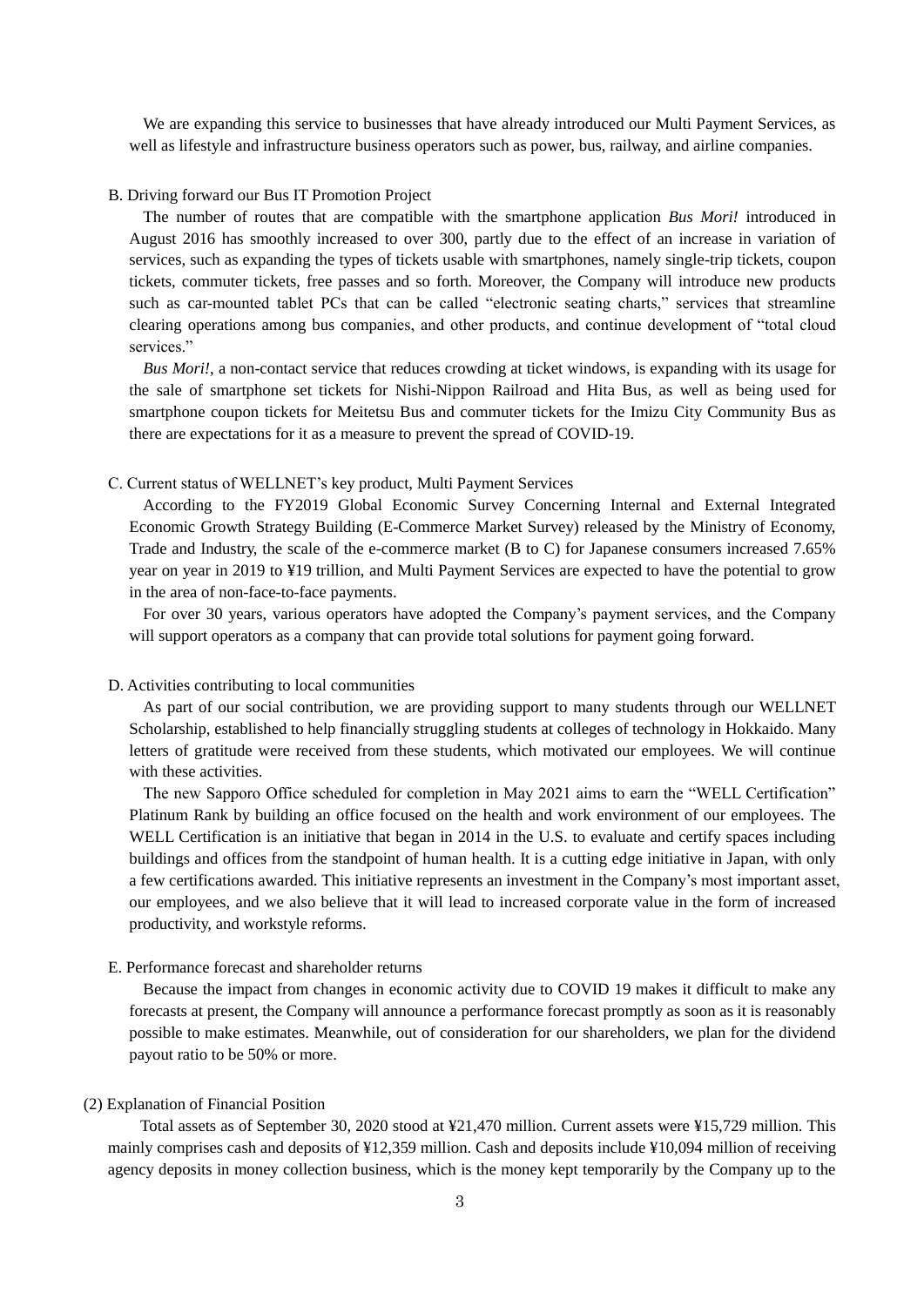We are expanding this service to businesses that have already introduced our Multi Payment Services, as well as lifestyle and infrastructure business operators such as power, bus, railway, and airline companies.

B. Driving forward our Bus IT Promotion Project

The number of routes that are compatible with the smartphone application *Bus Mori!* introduced in August 2016 has smoothly increased to over 300, partly due to the effect of an increase in variation of services, such as expanding the types of tickets usable with smartphones, namely single-trip tickets, coupon tickets, commuter tickets, free passes and so forth. Moreover, the Company will introduce new products such as car-mounted tablet PCs that can be called "electronic seating charts," services that streamline clearing operations among bus companies, and other products, and continue development of "total cloud services."

*Bus Mori!*, a non-contact service that reduces crowding at ticket windows, is expanding with its usage for the sale of smartphone set tickets for Nishi-Nippon Railroad and Hita Bus, as well as being used for smartphone coupon tickets for Meitetsu Bus and commuter tickets for the Imizu City Community Bus as there are expectations for it as a measure to prevent the spread of COVID-19.

C. Current status of WELLNET's key product, Multi Payment Services

According to the FY2019 Global Economic Survey Concerning Internal and External Integrated Economic Growth Strategy Building (E-Commerce Market Survey) released by the Ministry of Economy, Trade and Industry, the scale of the e-commerce market (B to C) for Japanese consumers increased 7.65% year on year in 2019 to ¥19 trillion, and Multi Payment Services are expected to have the potential to grow in the area of non-face-to-face payments.

For over 30 years, various operators have adopted the Company's payment services, and the Company will support operators as a company that can provide total solutions for payment going forward.

D. Activities contributing to local communities

As part of our social contribution, we are providing support to many students through our WELLNET Scholarship, established to help financially struggling students at colleges of technology in Hokkaido. Many letters of gratitude were received from these students, which motivated our employees. We will continue with these activities.

The new Sapporo Office scheduled for completion in May 2021 aims to earn the "WELL Certification" Platinum Rank by building an office focused on the health and work environment of our employees. The WELL Certification is an initiative that began in 2014 in the U.S. to evaluate and certify spaces including buildings and offices from the standpoint of human health. It is a cutting edge initiative in Japan, with only a few certifications awarded. This initiative represents an investment in the Company's most important asset, our employees, and we also believe that it will lead to increased corporate value in the form of increased productivity, and workstyle reforms.

E. Performance forecast and shareholder returns

Because the impact from changes in economic activity due to COVID 19 makes it difficult to make any forecasts at present, the Company will announce a performance forecast promptly as soon as it is reasonably possible to make estimates. Meanwhile, out of consideration for our shareholders, we plan for the dividend payout ratio to be 50% or more.

(2) Explanation of Financial Position

Total assets as of September 30, 2020 stood at ¥21,470 million. Current assets were ¥15,729 million. This mainly comprises cash and deposits of ¥12,359 million. Cash and deposits include ¥10,094 million of receiving agency deposits in money collection business, which is the money kept temporarily by the Company up to the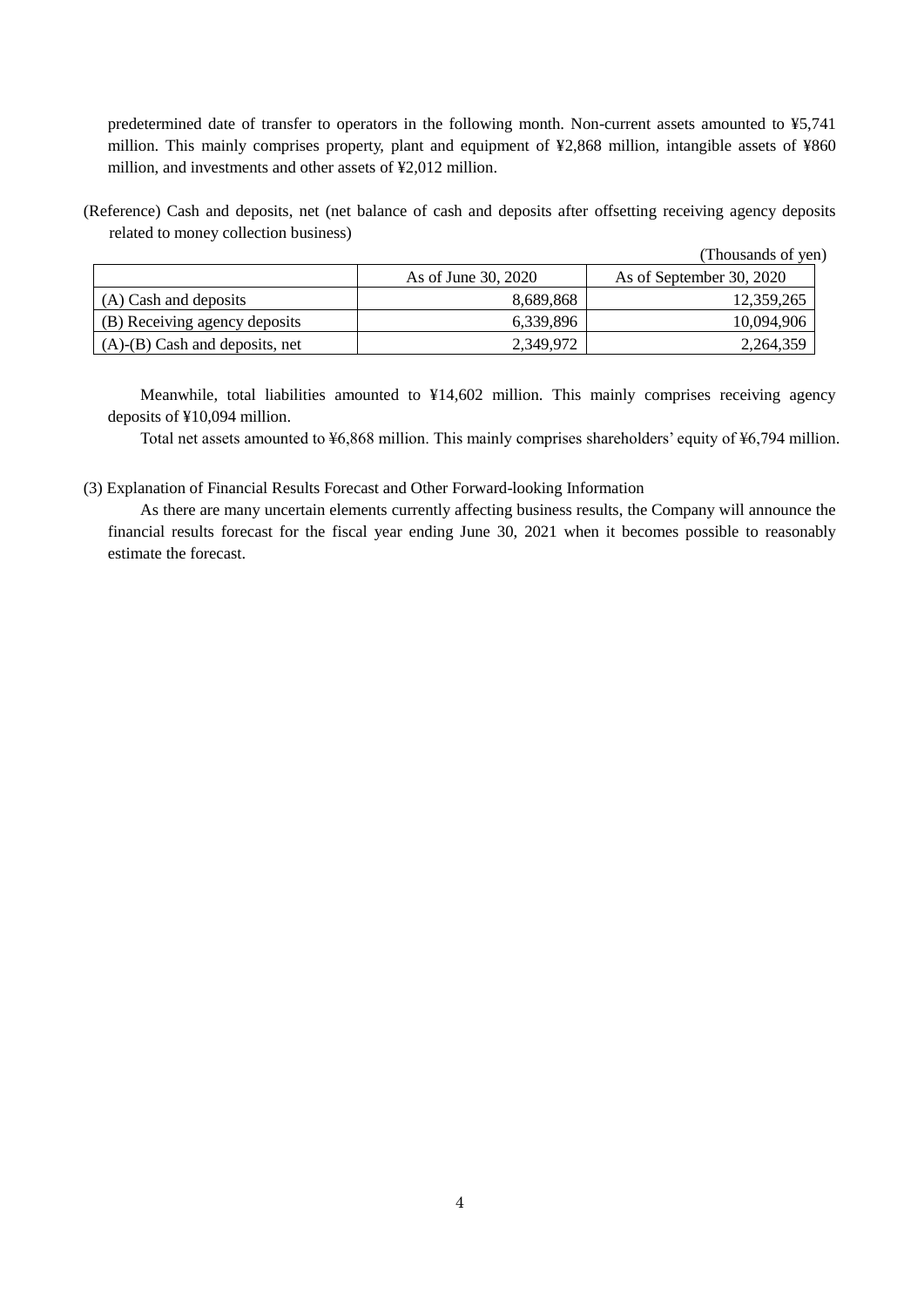predetermined date of transfer to operators in the following month. Non-current assets amounted to ¥5,741 million. This mainly comprises property, plant and equipment of ¥2,868 million, intangible assets of ¥860 million, and investments and other assets of ¥2,012 million.

(Reference) Cash and deposits, net (net balance of cash and deposits after offsetting receiving agency deposits related to money collection business)

(Thousands of yen)

| | As of June 30, 2020 | As of September 30, 2020 |
|---|---|---|
| (A) Cash and deposits | 8,689,868 | 12,359,265 |
| (B) Receiving agency deposits | 6,339,896 | 10,094,906 |
| (A)-(B) Cash and deposits, net | 2,349,972 | 2,264,359 |

Meanwhile, total liabilities amounted to ¥14,602 million. This mainly comprises receiving agency deposits of ¥10,094 million.

Total net assets amounted to ¥6,868 million. This mainly comprises shareholders' equity of ¥6,794 million.

(3) Explanation of Financial Results Forecast and Other Forward-looking Information

As there are many uncertain elements currently affecting business results, the Company will announce the financial results forecast for the fiscal year ending June 30, 2021 when it becomes possible to reasonably estimate the forecast.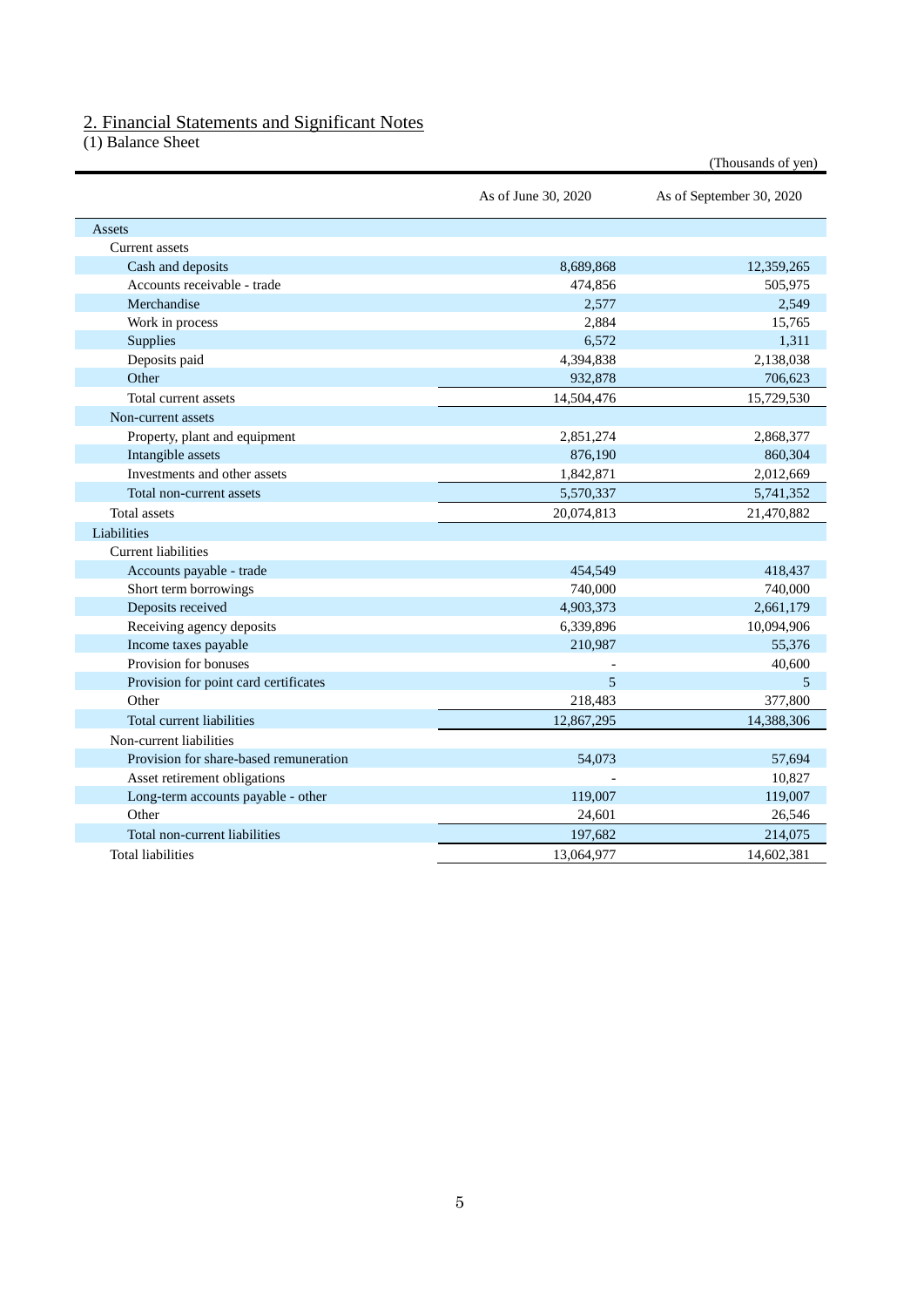## 2. Financial Statements and Significant Notes

### (1) Balance Sheet

(Thousands of yen)

| | As of June 30, 2020 | As of September 30, 2020 |
|---|---|---|
| Assets | | |
| Current assets | | |
| Cash and deposits | 8,689,868 | 12,359,265 |
| Accounts receivable - trade | 474,856 | 505,975 |
| Merchandise | 2,577 | 2,549 |
| Work in process | 2,884 | 15,765 |
| Supplies | 6,572 | 1,311 |
| Deposits paid | 4,394,838 | 2,138,038 |
| Other | 932,878 | 706,623 |
| Total current assets | 14,504,476 | 15,729,530 |
| Non-current assets | | |
| Property, plant and equipment | 2,851,274 | 2,868,377 |
| Intangible assets | 876,190 | 860,304 |
| Investments and other assets | 1,842,871 | 2,012,669 |
| Total non-current assets | 5,570,337 | 5,741,352 |
| Total assets | 20,074,813 | 21,470,882 |
| Liabilities | | |
| Current liabilities | | |
| Accounts payable - trade | 454,549 | 418,437 |
| Short term borrowings | 740,000 | 740,000 |
| Deposits received | 4,903,373 | 2,661,179 |
| Receiving agency deposits | 6,339,896 | 10,094,906 |
| Income taxes payable | 210,987 | 55,376 |
| Provision for bonuses | - | 40,600 |
| Provision for point card certificates | 5 | 5 |
| Other | 218,483 | 377,800 |
| Total current liabilities | 12,867,295 | 14,388,306 |
| Non-current liabilities | | |
| Provision for share-based remuneration | 54,073 | 57,694 |
| Asset retirement obligations | - | 10,827 |
| Long-term accounts payable - other | 119,007 | 119,007 |
| Other | 24,601 | 26,546 |
| Total non-current liabilities | 197,682 | 214,075 |
| Total liabilities | 13,064,977 | 14,602,381 |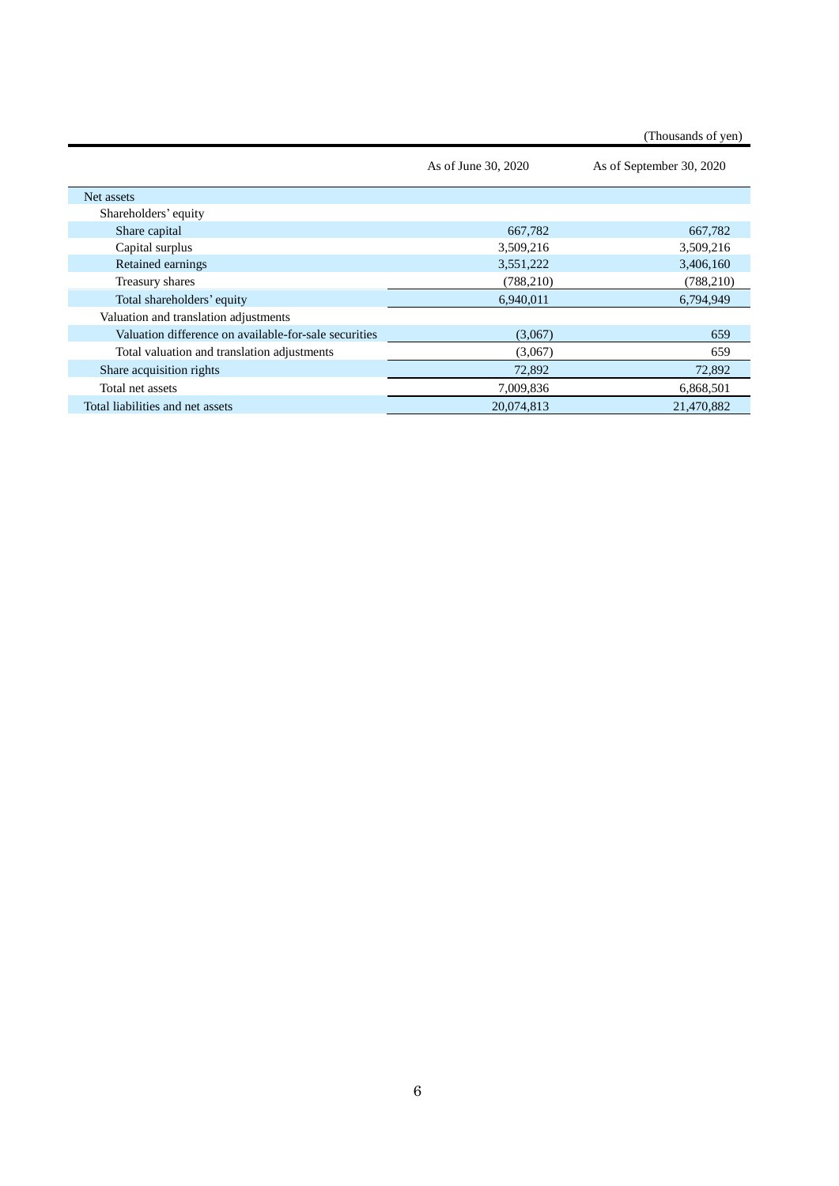(Thousands of yen)

| | As of June 30, 2020 | As of September 30, 2020 |
|---|---|---|
| Net assets | | |
| Shareholders' equity | | |
| Share capital | 667,782 | 667,782 |
| Capital surplus | 3,509,216 | 3,509,216 |
| Retained earnings | 3,551,222 | 3,406,160 |
| Treasury shares | (788,210) | (788,210) |
| Total shareholders' equity | 6,940,011 | 6,794,949 |
| Valuation and translation adjustments | | |
| Valuation difference on available-for-sale securities | (3,067) | 659 |
| Total valuation and translation adjustments | (3,067) | 659 |
| Share acquisition rights | 72,892 | 72,892 |
| Total net assets | 7,009,836 | 6,868,501 |
| Total liabilities and net assets | 20,074,813 | 21,470,882 |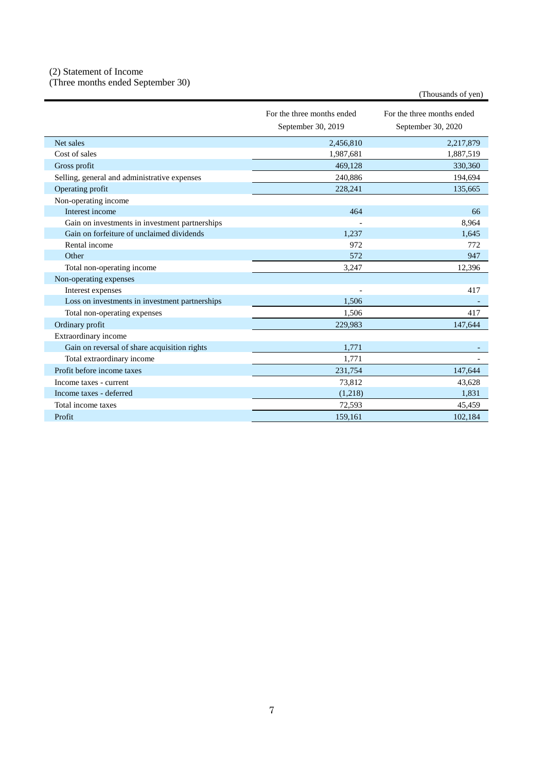(2) Statement of Income
(Three months ended September 30)

(Thousands of yen)

| | For the three months ended September 30, 2019 | For the three months ended September 30, 2020 |
|---|---|---|
| Net sales | 2,456,810 | 2,217,879 |
| Cost of sales | 1,987,681 | 1,887,519 |
| Gross profit | 469,128 | 330,360 |
| Selling, general and administrative expenses | 240,886 | 194,694 |
| Operating profit | 228,241 | 135,665 |
| Non-operating income | | |
| Interest income | 464 | 66 |
| Gain on investments in investment partnerships | - | 8,964 |
| Gain on forfeiture of unclaimed dividends | 1,237 | 1,645 |
| Rental income | 972 | 772 |
| Other | 572 | 947 |
| Total non-operating income | 3,247 | 12,396 |
| Non-operating expenses | | |
| Interest expenses | - | 417 |
| Loss on investments in investment partnerships | 1,506 | - |
| Total non-operating expenses | 1,506 | 417 |
| Ordinary profit | 229,983 | 147,644 |
| Extraordinary income | | |
| Gain on reversal of share acquisition rights | 1,771 | - |
| Total extraordinary income | 1,771 | - |
| Profit before income taxes | 231,754 | 147,644 |
| Income taxes - current | 73,812 | 43,628 |
| Income taxes - deferred | (1,218) | 1,831 |
| Total income taxes | 72,593 | 45,459 |
| Profit | 159,161 | 102,184 |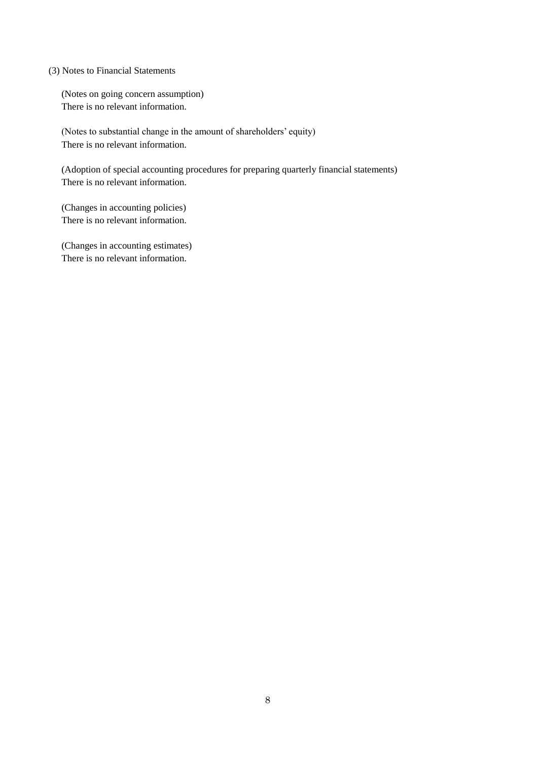### (3) Notes to Financial Statements

(Notes on going concern assumption)
There is no relevant information.

(Notes to substantial change in the amount of shareholders' equity)
There is no relevant information.

(Adoption of special accounting procedures for preparing quarterly financial statements)
There is no relevant information.

(Changes in accounting policies)
There is no relevant information.

(Changes in accounting estimates)
There is no relevant information.